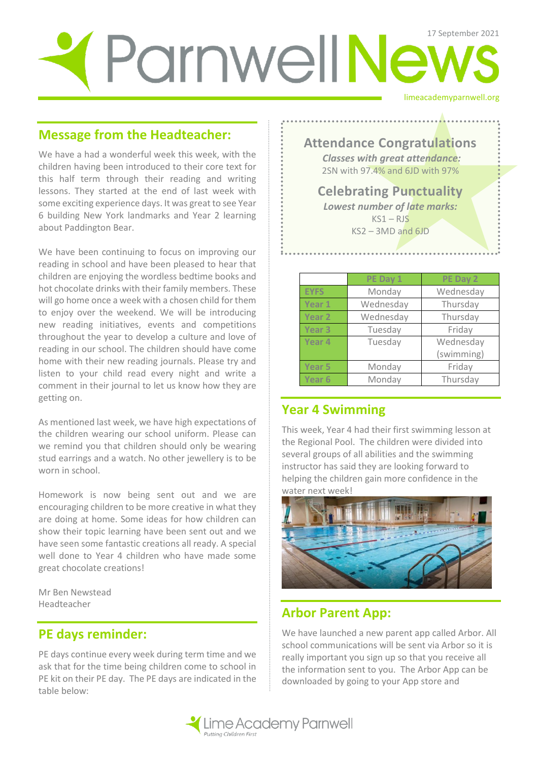# Parnwell News

17 September 2021

limeacademyparnwell.org

## Message from the Headteacher:

We have a had a wonderful week this week, with the children having been introduced to their core text for this half term through their reading and writing lessons. They started at the end of last week with some exciting experience days. It was great to see Year 6 building New York landmarks and Year 2 learning about Paddington Bear.

We have been continuing to focus on improving our reading in school and have been pleased to hear that children are enjoying the wordless bedtime books and hot chocolate drinks with their family members. These will go home once a week with a chosen child for them to enjoy over the weekend. We will be introducing new reading initiatives, events and competitions throughout the year to develop a culture and love of reading in our school. The children should have come home with their new reading journals. Please try and listen to your child read every night and write a comment in their journal to let us know how they are getting on.

As mentioned last week, we have high expectations of the children wearing our school uniform. Please can we remind you that children should only be wearing stud earrings and a watch. No other jewellery is to be worn in school.

Homework is now being sent out and we are encouraging children to be more creative in what they are doing at home. Some ideas for how children can show their topic learning have been sent out and we have seen some fantastic creations all ready. A special well done to Year 4 children who have made some great chocolate creations!

Mr Ben Newstead
Headteacher

## PE days reminder:

PE days continue every week during term time and we ask that for the time being children come to school in PE kit on their PE day. The PE days are indicated in the table below:

| | PE Day 1 | PE Day 2 |
|---|---|---|
| EYFS | Monday | Wednesday |
| Year 1 | Wednesday | Thursday |
| Year 2 | Wednesday | Thursday |
| Year 3 | Tuesday | Friday |
| Year 4 | Tuesday | Wednesday (swimming) |
| Year 5 | Monday | Friday |
| Year 6 | Monday | Thursday |

## Attendance Congratulations

*Classes with great attendance:*

2SN with 97.4% and 6JD with 97%

## Celebrating Punctuality

*Lowest number of late marks:*

KS1 – RJS

KS2 – 3MD and 6JD

## Year 4 Swimming

This week, Year 4 had their first swimming lesson at the Regional Pool. The children were divided into several groups of all abilities and the swimming instructor has said they are looking forward to helping the children gain more confidence in the water next week!

## Arbor Parent App:

We have launched a new parent app called Arbor. All school communications will be sent via Arbor so it is really important you sign up so that you receive all the information sent to you. The Arbor App can be downloaded by going to your App store and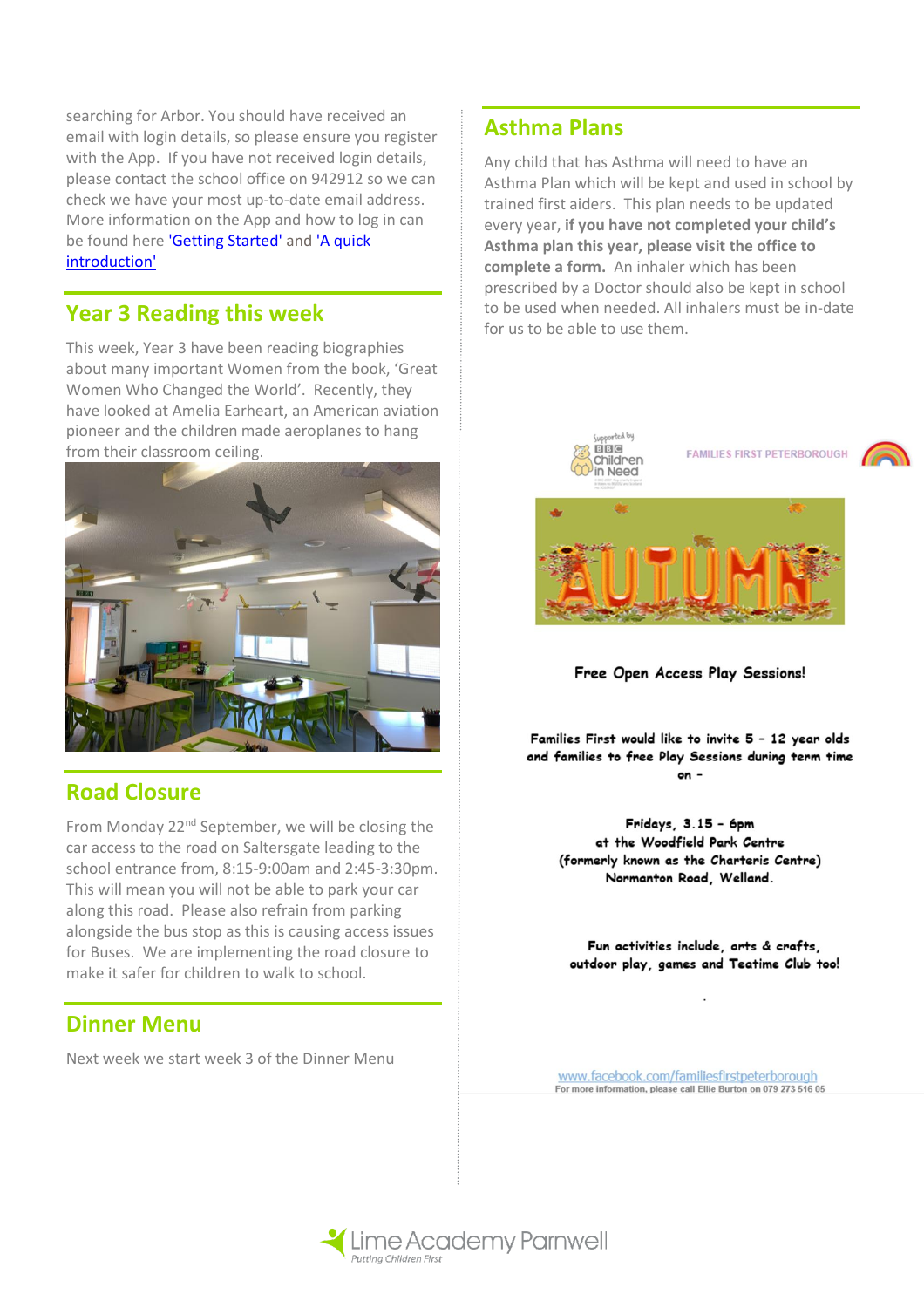searching for Arbor. You should have received an email with login details, so please ensure you register with the App. If you have not received login details, please contact the school office on 942912 so we can check we have your most up-to-date email address. More information on the App and how to log in can be found here ['Getting Started'] and ['A quick introduction']

## Year 3 Reading this week

This week, Year 3 have been reading biographies about many important Women from the book, 'Great Women Who Changed the World'. Recently, they have looked at Amelia Earheart, an American aviation pioneer and the children made aeroplanes to hang from their classroom ceiling.

## Road Closure

From Monday 22nd September, we will be closing the car access to the road on Saltersgate leading to the school entrance from, 8:15-9:00am and 2:45-3:30pm. This will mean you will not be able to park your car along this road. Please also refrain from parking alongside the bus stop as this is causing access issues for Buses. We are implementing the road closure to make it safer for children to walk to school.

## Dinner Menu

Next week we start week 3 of the Dinner Menu

## Asthma Plans

Any child that has Asthma will need to have an Asthma Plan which will be kept and used in school by trained first aiders. This plan needs to be updated every year, **if you have not completed your child's Asthma plan this year, please visit the office to complete a form.** An inhaler which has been prescribed by a Doctor should also be kept in school to be used when needed. All inhalers must be in-date for us to be able to use them.

Supported by BBC Children in Need

FAMILIES FIRST PETERBOROUGH

AUTUMN

**Free Open Access Play Sessions!**

**Families First would like to invite 5 – 12 year olds and families to free Play Sessions during term time on –**

**Fridays, 3.15 – 6pm**
**at the Woodfield Park Centre**
**(formerly known as the Charteris Centre)**
**Normanton Road, Welland.**

**Fun activities include, arts & crafts, outdoor play, games and Teatime Club too!**

www.facebook.com/familiesfirstpeterborough

For more information, please call Ellie Burton on 079 273 516 05

Lime Academy Parnwell
*Putting Children First*